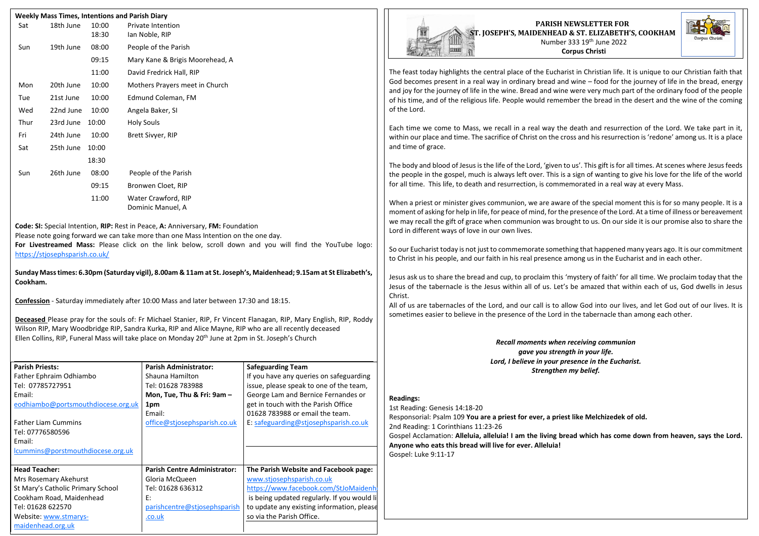# PARISH NEWSLETTER FOR ST. JOSEPH'S, MAIDENHEAD & ST. ELIZABETH'S, COOKHAM

Number 333 19th June 2022

**Corpus Christi**

The feast today highlights the central place of the Eucharist in Christian life. It is unique to our Christian faith that God becomes present in a real way in ordinary bread and wine – food for the journey of life in the bread, energy and joy for the journey of life in the wine. Bread and wine were very much part of the ordinary food of the people of his time, and of the religious life. People would remember the bread in the desert and the wine of the coming of the Lord.

Each time we come to Mass, we recall in a real way the death and resurrection of the Lord. We take part in it, within our place and time. The sacrifice of Christ on the cross and his resurrection is 'redone' among us. It is a place and time of grace.

The body and blood of Jesus is the life of the Lord, 'given to us'. This gift is for all times. At scenes where Jesus feeds the people in the gospel, much is always left over. This is a sign of wanting to give his love for the life of the world for all time. This life, to death and resurrection, is commemorated in a real way at every Mass.

When a priest or minister gives communion, we are aware of the special moment this is for so many people. It is a moment of asking for help in life, for peace of mind, for the presence of the Lord. At a time of illness or bereavement we may recall the gift of grace when communion was brought to us. On our side it is our promise also to share the Lord in different ways of love in our own lives.

So our Eucharist today is not just to commemorate something that happened many years ago. It is our commitment to Christ in his people, and our faith in his real presence among us in the Eucharist and in each other.

Jesus ask us to share the bread and cup, to proclaim this 'mystery of faith' for all time. We proclaim today that the Jesus of the tabernacle is the Jesus within all of us. Let's be amazed that within each of us, God dwells in Jesus Christ.
All of us are tabernacles of the Lord, and our call is to allow God into our lives, and let God out of our lives. It is sometimes easier to believe in the presence of the Lord in the tabernacle than among each other.

***Recall moments when receiving communion***
***gave you strength in your life.***
***Lord, I believe in your presence in the Eucharist.***
***Strengthen my belief.***

**Readings:**

1st Reading: Genesis 14:18-20
Responsorial: Psalm 109 **You are a priest for ever, a priest like Melchizedek of old.**
2nd Reading: 1 Corinthians 11:23-26
Gospel Acclamation: **Alleluia, alleluia! I am the living bread which has come down from heaven, says the Lord. Anyone who eats this bread will live for ever. Alleluia!**
Gospel: Luke 9:11-17

## Weekly Mass Times, Intentions and Parish Diary

| | | | |
|---|---|---|---|
| Sat | 18th June | 10:00 | Private Intention |
| | | 18:30 | Ian Noble, RIP |
| Sun | 19th June | 08:00 | People of the Parish |
| | | 09:15 | Mary Kane & Brigis Moorehead, A |
| | | 11:00 | David Fredrick Hall, RIP |
| Mon | 20th June | 10:00 | Mothers Prayers meet in Church |
| Tue | 21st June | 10:00 | Edmund Coleman, FM |
| Wed | 22nd June | 10:00 | Angela Baker, SI |
| Thur | 23rd June | 10:00 | Holy Souls |
| Fri | 24th June | 10:00 | Brett Sivyer, RIP |
| Sat | 25th June | 10:00 | |
| | | 18:30 | |
| Sun | 26th June | 08:00 | People of the Parish |
| | | 09:15 | Bronwen Cloet, RIP |
| | | 11:00 | Water Crawford, RIP<br>Dominic Manuel, A |

**Code: SI:** Special Intention, **RIP:** Rest in Peace, **A:** Anniversary, **FM:** Foundation
Please note going forward we can take more than one Mass Intention on the one day.
**For Livestreamed Mass:** Please click on the link below, scroll down and you will find the YouTube logo: https://stjosephsparish.co.uk/

**Sunday Mass times: 6.30pm (Saturday vigil), 8.00am & 11am at St. Joseph's, Maidenhead; 9.15am at St Elizabeth's, Cookham.**

**Confession** - Saturday immediately after 10:00 Mass and later between 17:30 and 18:15.

**Deceased** Please pray for the souls of: Fr Michael Stanier, RIP, Fr Vincent Flanagan, RIP, Mary English, RIP, Roddy Wilson RIP, Mary Woodbridge RIP, Sandra Kurka, RIP and Alice Mayne, RIP who are all recently deceased
Ellen Collins, RIP, Funeral Mass will take place on Monday 20th June at 2pm in St. Joseph's Church

| **Parish Priests:** | **Parish Administrator:** | **Safeguarding Team** |
|---|---|---|
| Father Ephraim Odhiambo<br>Tel: 07785727951<br>Email:<br>eodhiambo@portsmouthdiocese.org.uk<br><br>Father Liam Cummins<br>Tel: 07776580596<br>Email:<br>lcummins@porstmouthdiocese.org.uk | Shauna Hamilton<br>Tel: 01628 783988<br>**Mon, Tue, Thu & Fri: 9am – 1pm**<br>Email:<br>office@stjosephsparish.co.uk | If you have any queries on safeguarding issue, please speak to one of the team, George Lam and Bernice Fernandes or get in touch with the Parish Office 01628 783988 or email the team.<br>E: safeguarding@stjosephsparish.co.uk |
| **Head Teacher:**<br>Mrs Rosemary Akehurst<br>St Mary's Catholic Primary School<br>Cookham Road, Maidenhead<br>Tel: 01628 622570<br>Website: www.stmarys-maidenhead.org.uk | **Parish Centre Administrator:**<br>Gloria McQueen<br>Tel: 01628 636312<br>E:<br>parishcentre@stjosephsparish.co.uk | **The Parish Website and Facebook page:**<br>www.stjosephsparish.co.uk<br>https://www.facebook.com/StJoMaidenh<br>is being updated regularly. If you would li<br>to update any existing information, please<br>so via the Parish Office. |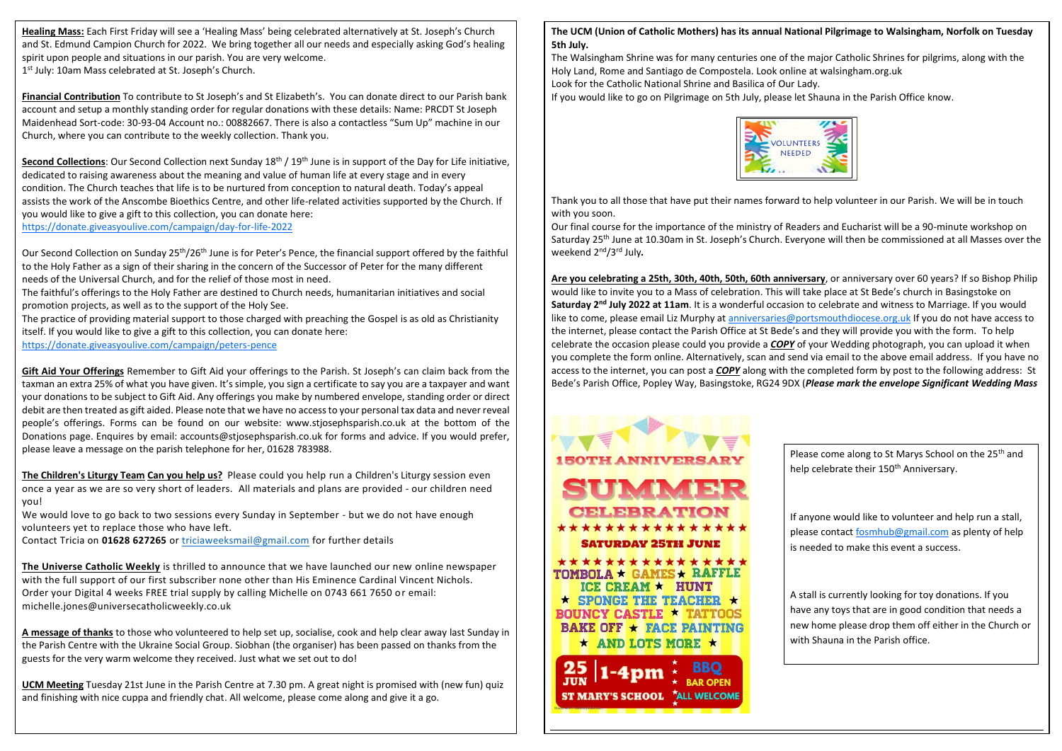**Healing Mass:** Each First Friday will see a 'Healing Mass' being celebrated alternatively at St. Joseph's Church and St. Edmund Campion Church for 2022. We bring together all our needs and especially asking God's healing spirit upon people and situations in our parish. You are very welcome.
1st July: 10am Mass celebrated at St. Joseph's Church.

**Financial Contribution** To contribute to St Joseph's and St Elizabeth's. You can donate direct to our Parish bank account and setup a monthly standing order for regular donations with these details: Name: PRCDT St Joseph Maidenhead Sort-code: 30-93-04 Account no.: 00882667. There is also a contactless "Sum Up" machine in our Church, where you can contribute to the weekly collection. Thank you.

**Second Collections**: Our Second Collection next Sunday 18th / 19th June is in support of the Day for Life initiative, dedicated to raising awareness about the meaning and value of human life at every stage and in every condition. The Church teaches that life is to be nurtured from conception to natural death. Today's appeal assists the work of the Anscombe Bioethics Centre, and other life-related activities supported by the Church. If you would like to give a gift to this collection, you can donate here:
https://donate.giveasyoulive.com/campaign/day-for-life-2022

Our Second Collection on Sunday 25th/26th June is for Peter's Pence, the financial support offered by the faithful to the Holy Father as a sign of their sharing in the concern of the Successor of Peter for the many different needs of the Universal Church, and for the relief of those most in need.
The faithful's offerings to the Holy Father are destined to Church needs, humanitarian initiatives and social promotion projects, as well as to the support of the Holy See.
The practice of providing material support to those charged with preaching the Gospel is as old as Christianity itself. If you would like to give a gift to this collection, you can donate here:
https://donate.giveasyoulive.com/campaign/peters-pence

**Gift Aid Your Offerings** Remember to Gift Aid your offerings to the Parish. St Joseph's can claim back from the taxman an extra 25% of what you have given. It's simple, you sign a certificate to say you are a taxpayer and want your donations to be subject to Gift Aid. Any offerings you make by numbered envelope, standing order or direct debit are then treated as gift aided. Please note that we have no access to your personal tax data and never reveal people's offerings. Forms can be found on our website: www.stjosephsparish.co.uk at the bottom of the Donations page. Enquires by email: accounts@stjosephsparish.co.uk for forms and advice. If you would prefer, please leave a message on the parish telephone for her, 01628 783988.

**The Children's Liturgy Team Can you help us?** Please could you help run a Children's Liturgy session even once a year as we are so very short of leaders. All materials and plans are provided - our children need you!
We would love to go back to two sessions every Sunday in September - but we do not have enough volunteers yet to replace those who have left.
Contact Tricia on **01628 627265** or triciaweeksmail@gmail.com for further details

**The Universe Catholic Weekly** is thrilled to announce that we have launched our new online newspaper with the full support of our first subscriber none other than His Eminence Cardinal Vincent Nichols. Order your Digital 4 weeks FREE trial supply by calling Michelle on 0743 661 7650 or email: michelle.jones@universecatholicweekly.co.uk

**A message of thanks** to those who volunteered to help set up, socialise, cook and help clear away last Sunday in the Parish Centre with the Ukraine Social Group. Siobhan (the organiser) has been passed on thanks from the guests for the very warm welcome they received. Just what we set out to do!

**UCM Meeting** Tuesday 21st June in the Parish Centre at 7.30 pm. A great night is promised with (new fun) quiz and finishing with nice cuppa and friendly chat. All welcome, please come along and give it a go.

**The UCM (Union of Catholic Mothers) has its annual National Pilgrimage to Walsingham, Norfolk on Tuesday 5th July.**
The Walsingham Shrine was for many centuries one of the major Catholic Shrines for pilgrims, along with the Holy Land, Rome and Santiago de Compostela. Look online at walsingham.org.uk
Look for the Catholic National Shrine and Basilica of Our Lady.
If you would like to go on Pilgrimage on 5th July, please let Shauna in the Parish Office know.

VOLUNTEERS NEEDED

Thank you to all those that have put their names forward to help volunteer in our Parish. We will be in touch with you soon.
Our final course for the importance of the ministry of Readers and Eucharist will be a 90-minute workshop on Saturday 25th June at 10.30am in St. Joseph's Church. Everyone will then be commissioned at all Masses over the weekend 2nd/3rd July**.**

**Are you celebrating a 25th, 30th, 40th, 50th, 60th anniversary**, or anniversary over 60 years? If so Bishop Philip would like to invite you to a Mass of celebration. This will take place at St Bede's church in Basingstoke on **Saturday 2nd July 2022 at 11am**. It is a wonderful occasion to celebrate and witness to Marriage. If you would like to come, please email Liz Murphy at anniversaries@portsmouthdiocese.org.uk If you do not have access to the internet, please contact the Parish Office at St Bede's and they will provide you with the form. To help celebrate the occasion please could you provide a ***COPY*** of your Wedding photograph, you can upload it when you complete the form online. Alternatively, scan and send via email to the above email address. If you have no access to the internet, you can post a ***COPY*** along with the completed form by post to the following address: St Bede's Parish Office, Popley Way, Basingstoke, RG24 9DX (***Please mark the envelope Significant Wedding Mass***

150TH ANNIVERSARY
SUMMER CELEBRATION
SATURDAY 25TH JUNE
TOMBOLA ★ GAMES ★ RAFFLE
ICE CREAM ★ HUNT
★ SPONGE THE TEACHER ★
BOUNCY CASTLE ★ TATTOOS
BAKE OFF ★ FACE PAINTING
★ AND LOTS MORE ★
25 JUN | 1-4pm | BBQ | BAR OPEN
ST MARY'S SCHOOL | ALL WELCOME

Please come along to St Marys School on the 25th and help celebrate their 150th Anniversary.

If anyone would like to volunteer and help run a stall, please contact fosmhub@gmail.com as plenty of help is needed to make this event a success.

A stall is currently looking for toy donations. If you have any toys that are in good condition that needs a new home please drop them off either in the Church or with Shauna in the Parish office.